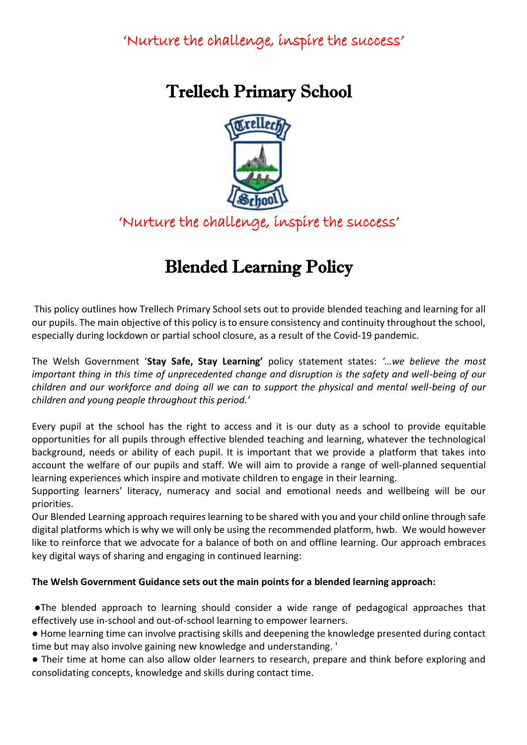'Nurture the challenge, inspire the success'

# Trellech Primary School

'Nurture the challenge, inspire the success'

# Blended Learning Policy

This policy outlines how Trellech Primary School sets out to provide blended teaching and learning for all our pupils. The main objective of this policy is to ensure consistency and continuity throughout the school, especially during lockdown or partial school closure, as a result of the Covid-19 pandemic.

The Welsh Government '**Stay Safe, Stay Learning'** policy statement states: *'…we believe the most important thing in this time of unprecedented change and disruption is the safety and well-being of our children and our workforce and doing all we can to support the physical and mental well-being of our children and young people throughout this period.'*

Every pupil at the school has the right to access and it is our duty as a school to provide equitable opportunities for all pupils through effective blended teaching and learning, whatever the technological background, needs or ability of each pupil. It is important that we provide a platform that takes into account the welfare of our pupils and staff. We will aim to provide a range of well-planned sequential learning experiences which inspire and motivate children to engage in their learning.
Supporting learners' literacy, numeracy and social and emotional needs and wellbeing will be our priorities.
Our Blended Learning approach requires learning to be shared with you and your child online through safe digital platforms which is why we will only be using the recommended platform, hwb. We would however like to reinforce that we advocate for a balance of both on and offline learning. Our approach embraces key digital ways of sharing and engaging in continued learning:

**The Welsh Government Guidance sets out the main points for a blended learning approach:**

- The blended approach to learning should consider a wide range of pedagogical approaches that effectively use in-school and out-of-school learning to empower learners.
- Home learning time can involve practising skills and deepening the knowledge presented during contact time but may also involve gaining new knowledge and understanding. '
- Their time at home can also allow older learners to research, prepare and think before exploring and consolidating concepts, knowledge and skills during contact time.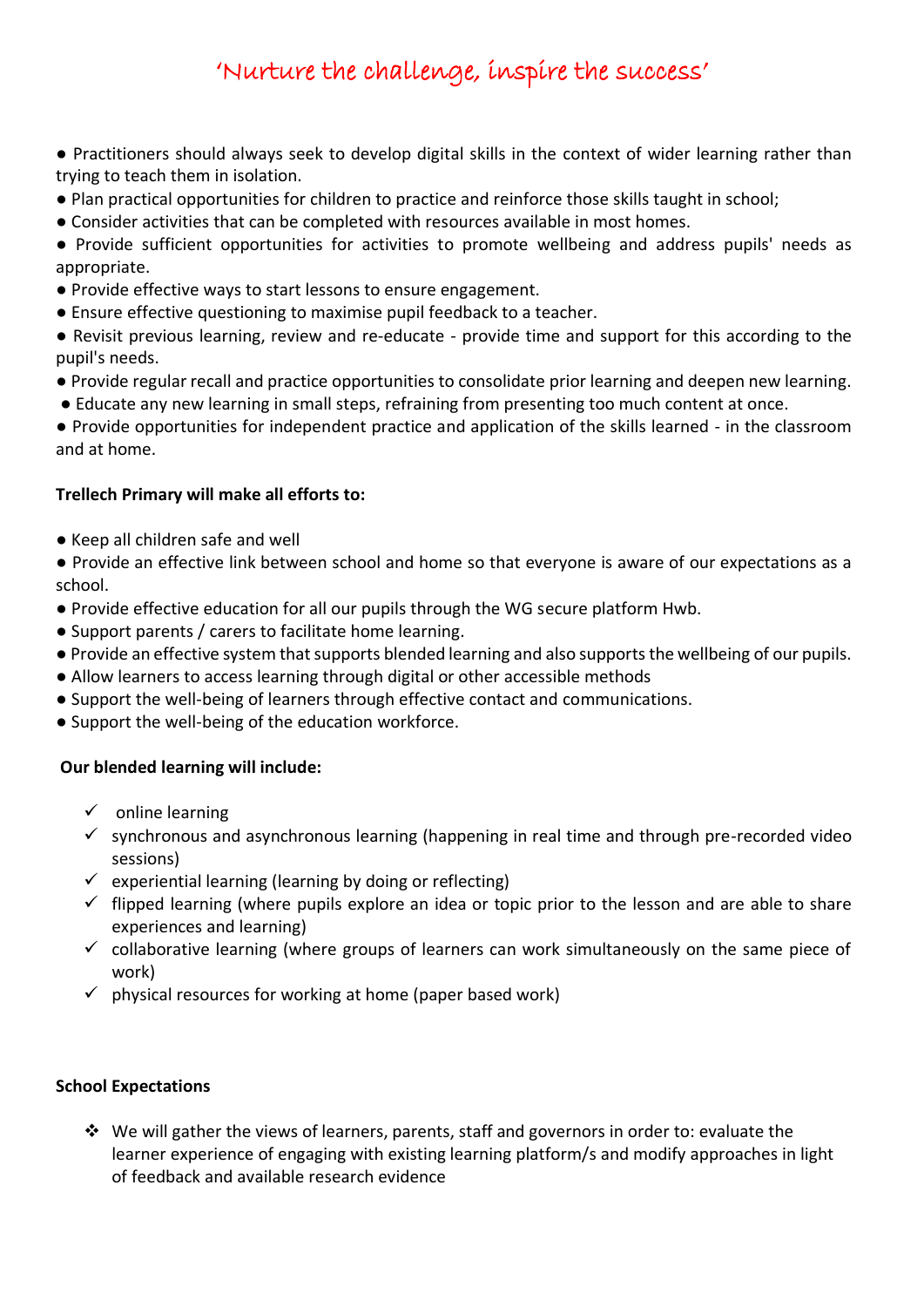‘Nurture the challenge, inspire the success’

- Practitioners should always seek to develop digital skills in the context of wider learning rather than trying to teach them in isolation.
- Plan practical opportunities for children to practice and reinforce those skills taught in school;
- Consider activities that can be completed with resources available in most homes.
- Provide sufficient opportunities for activities to promote wellbeing and address pupils' needs as appropriate.
- Provide effective ways to start lessons to ensure engagement.
- Ensure effective questioning to maximise pupil feedback to a teacher.
- Revisit previous learning, review and re-educate - provide time and support for this according to the pupil's needs.
- Provide regular recall and practice opportunities to consolidate prior learning and deepen new learning.
- Educate any new learning in small steps, refraining from presenting too much content at once.
- Provide opportunities for independent practice and application of the skills learned - in the classroom and at home.

**Trellech Primary will make all efforts to:**

- Keep all children safe and well
- Provide an effective link between school and home so that everyone is aware of our expectations as a school.
- Provide effective education for all our pupils through the WG secure platform Hwb.
- Support parents / carers to facilitate home learning.
- Provide an effective system that supports blended learning and also supports the wellbeing of our pupils.
- Allow learners to access learning through digital or other accessible methods
- Support the well-being of learners through effective contact and communications.
- Support the well-being of the education workforce.

**Our blended learning will include:**

- ✓ online learning
- ✓ synchronous and asynchronous learning (happening in real time and through pre-recorded video sessions)
- ✓ experiential learning (learning by doing or reflecting)
- ✓ flipped learning (where pupils explore an idea or topic prior to the lesson and are able to share experiences and learning)
- ✓ collaborative learning (where groups of learners can work simultaneously on the same piece of work)
- ✓ physical resources for working at home (paper based work)

**School Expectations**

- ❖ We will gather the views of learners, parents, staff and governors in order to: evaluate the learner experience of engaging with existing learning platform/s and modify approaches in light of feedback and available research evidence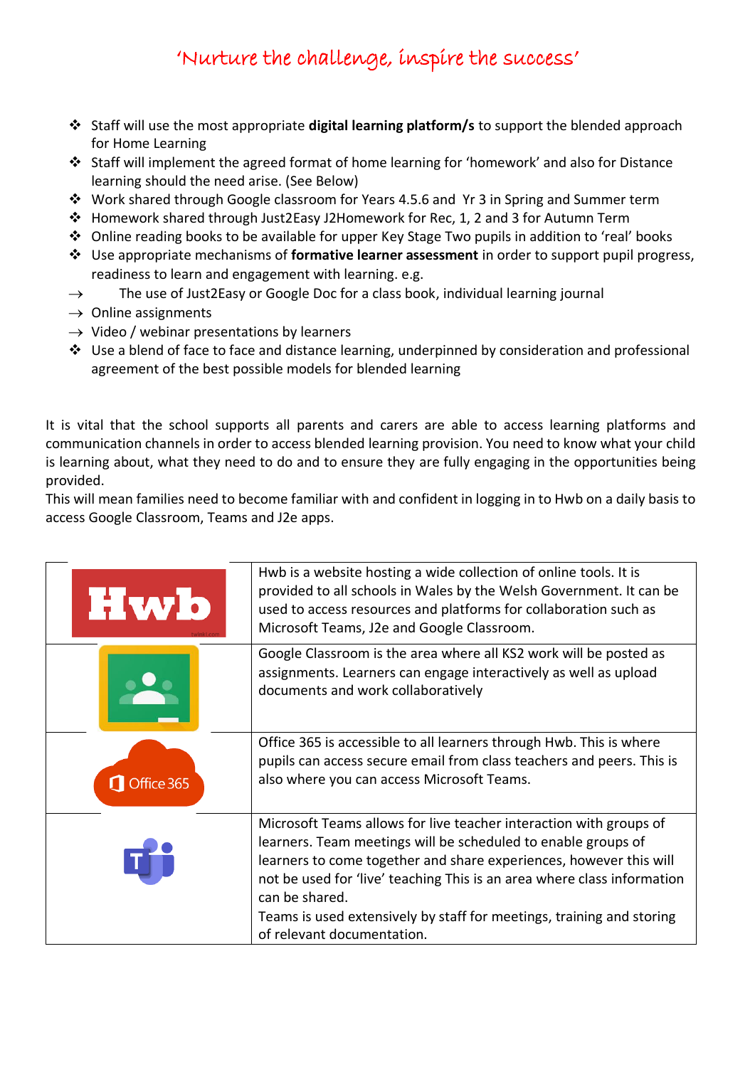'Nurture the challenge, inspire the success'

- Staff will use the most appropriate **digital learning platform/s** to support the blended approach for Home Learning
- Staff will implement the agreed format of home learning for 'homework' and also for Distance learning should the need arise. (See Below)
- Work shared through Google classroom for Years 4.5.6 and Yr 3 in Spring and Summer term
- Homework shared through Just2Easy J2Homework for Rec, 1, 2 and 3 for Autumn Term
- Online reading books to be available for upper Key Stage Two pupils in addition to 'real' books
- Use appropriate mechanisms of **formative learner assessment** in order to support pupil progress, readiness to learn and engagement with learning. e.g.

→ The use of Just2Easy or Google Doc for a class book, individual learning journal
→ Online assignments
→ Video / webinar presentations by learners

- Use a blend of face to face and distance learning, underpinned by consideration and professional agreement of the best possible models for blended learning

It is vital that the school supports all parents and carers are able to access learning platforms and communication channels in order to access blended learning provision. You need to know what your child is learning about, what they need to do and to ensure they are fully engaging in the opportunities being provided.
This will mean families need to become familiar with and confident in logging in to Hwb on a daily basis to access Google Classroom, Teams and J2e apps.

| | |
|---|---|
| Hwb | Hwb is a website hosting a wide collection of online tools. It is provided to all schools in Wales by the Welsh Government. It can be used to access resources and platforms for collaboration such as Microsoft Teams, J2e and Google Classroom. |
| | Google Classroom is the area where all KS2 work will be posted as assignments. Learners can engage interactively as well as upload documents and work collaboratively |
| Office 365 | Office 365 is accessible to all learners through Hwb. This is where pupils can access secure email from class teachers and peers. This is also where you can access Microsoft Teams. |
| | Microsoft Teams allows for live teacher interaction with groups of learners. Team meetings will be scheduled to enable groups of learners to come together and share experiences, however this will not be used for 'live' teaching This is an area where class information can be shared.<br>Teams is used extensively by staff for meetings, training and storing of relevant documentation. |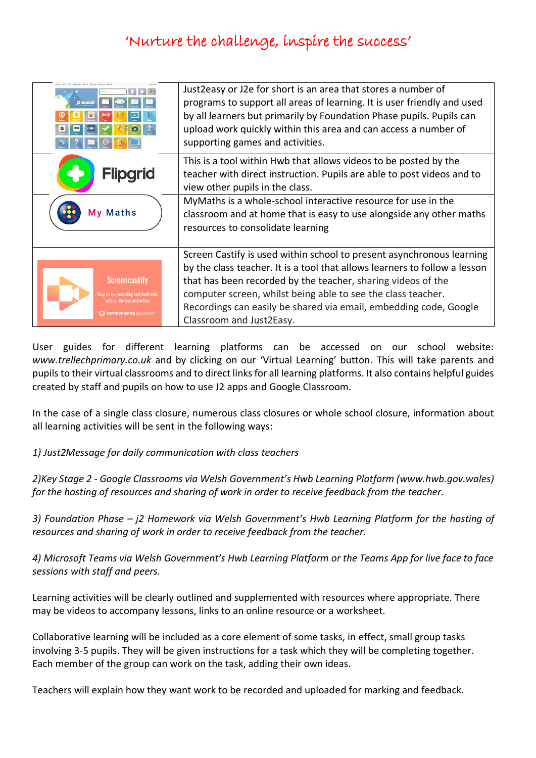'Nurture the challenge, inspire the success'

| | |
|---|---|
| j2launch | Just2easy or J2e for short is an area that stores a number of programs to support all areas of learning. It is user friendly and used by all learners but primarily by Foundation Phase pupils. Pupils can upload work quickly within this area and can access a number of supporting games and activities. |
| Flipgrid | This is a tool within Hwb that allows videos to be posted by the teacher with direct instruction. Pupils are able to post videos and to view other pupils in the class. |
| My Maths | MyMaths is a whole-school interactive resource for use in the classroom and at home that is easy to use alongside any other maths resources to consolidate learning |
| Screencastify | Screen Castify is used within school to present asynchronous learning by the class teacher. It is a tool that allows learners to follow a lesson that has been recorded by the teacher, sharing videos of the computer screen, whilst being able to see the class teacher. Recordings can easily be shared via email, embedding code, Google Classroom and Just2Easy. |

User guides for different learning platforms can be accessed on our school website: *www.trellechprimary.co.uk* and by clicking on our 'Virtual Learning' button. This will take parents and pupils to their virtual classrooms and to direct links for all learning platforms. It also contains helpful guides created by staff and pupils on how to use J2 apps and Google Classroom.

In the case of a single class closure, numerous class closures or whole school closure, information about all learning activities will be sent in the following ways:

*1) Just2Message for daily communication with class teachers*

*2)Key Stage 2 - Google Classrooms via Welsh Government's Hwb Learning Platform (www.hwb.gov.wales) for the hosting of resources and sharing of work in order to receive feedback from the teacher.*

*3) Foundation Phase – j2 Homework via Welsh Government's Hwb Learning Platform for the hosting of resources and sharing of work in order to receive feedback from the teacher.*

*4) Microsoft Teams via Welsh Government's Hwb Learning Platform or the Teams App for live face to face sessions with staff and peers.*

Learning activities will be clearly outlined and supplemented with resources where appropriate. There may be videos to accompany lessons, links to an online resource or a worksheet.

Collaborative learning will be included as a core element of some tasks, in effect, small group tasks involving 3-5 pupils. They will be given instructions for a task which they will be completing together. Each member of the group can work on the task, adding their own ideas.

Teachers will explain how they want work to be recorded and uploaded for marking and feedback.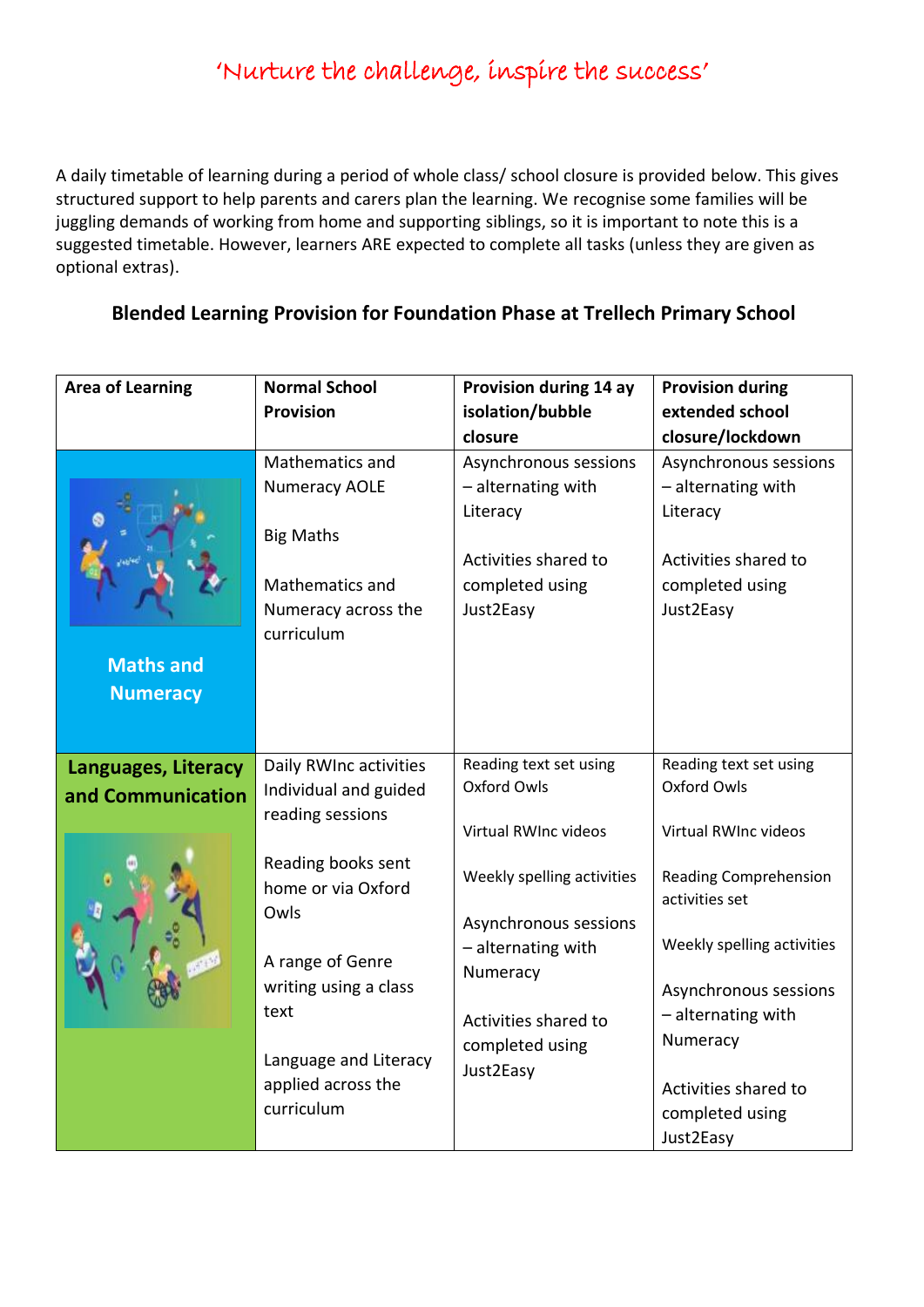*'Nurture the challenge, inspire the success'*

A daily timetable of learning during a period of whole class/ school closure is provided below. This gives structured support to help parents and carers plan the learning. We recognise some families will be juggling demands of working from home and supporting siblings, so it is important to note this is a suggested timetable. However, learners ARE expected to complete all tasks (unless they are given as optional extras).

## Blended Learning Provision for Foundation Phase at Trellech Primary School

| Area of Learning | Normal School Provision | Provision during 14 ay isolation/bubble closure | Provision during extended school closure/lockdown |
|---|---|---|---|
| Maths and Numeracy | Mathematics and Numeracy AOLE<br><br>Big Maths<br><br>Mathematics and Numeracy across the curriculum | Asynchronous sessions – alternating with Literacy<br><br>Activities shared to completed using Just2Easy | Asynchronous sessions – alternating with Literacy<br><br>Activities shared to completed using Just2Easy |
| Languages, Literacy and Communication | Daily RWInc activities Individual and guided reading sessions<br><br>Reading books sent home or via Oxford Owls<br><br>A range of Genre writing using a class text<br><br>Language and Literacy applied across the curriculum | Reading text set using Oxford Owls<br><br>Virtual RWInc videos<br><br>Weekly spelling activities<br><br>Asynchronous sessions – alternating with Numeracy<br><br>Activities shared to completed using Just2Easy | Reading text set using Oxford Owls<br><br>Virtual RWInc videos<br><br>Reading Comprehension activities set<br><br>Weekly spelling activities<br><br>Asynchronous sessions – alternating with Numeracy<br><br>Activities shared to completed using Just2Easy |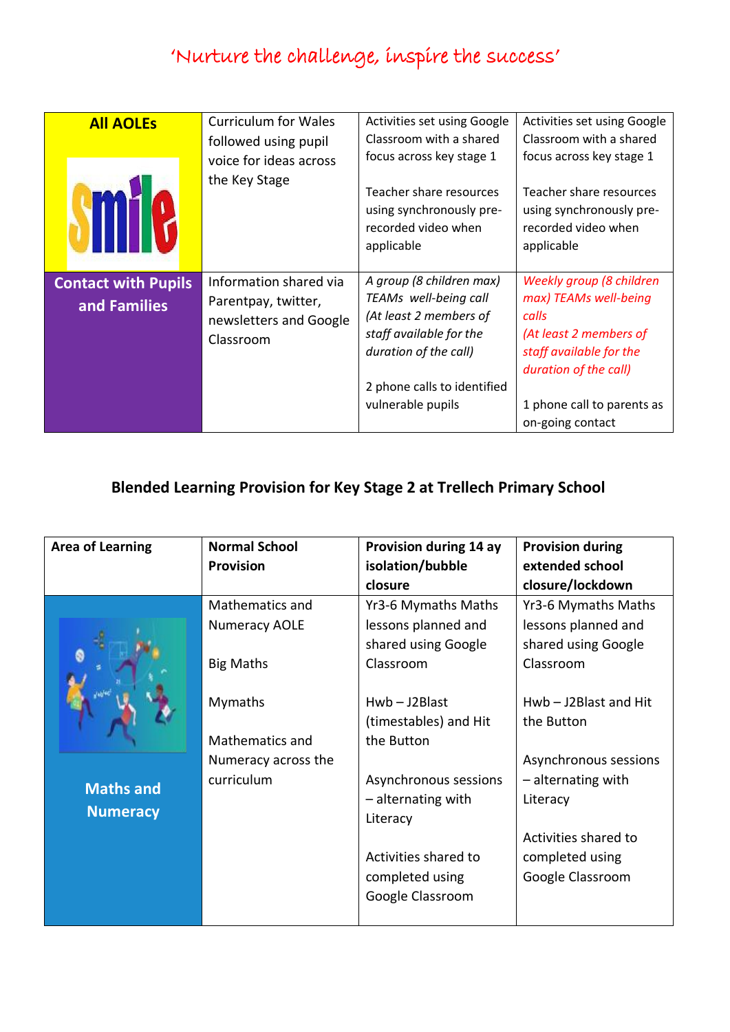'Nurture the challenge, inspire the success'

| All AOLEs | Curriculum for Wales followed using pupil voice for ideas across the Key Stage | Activities set using Google Classroom with a shared focus across key stage 1<br><br>Teacher share resources using synchronously pre-recorded video when applicable | Activities set using Google Classroom with a shared focus across key stage 1<br><br>Teacher share resources using synchronously pre-recorded video when applicable |
|---|---|---|---|
| **Contact with Pupils and Families** | Information shared via Parentpay, twitter, newsletters and Google Classroom | *A group (8 children max) TEAMs well-being call (At least 2 members of staff available for the duration of the call)*<br><br>2 phone calls to identified vulnerable pupils | *Weekly group (8 children max) TEAMs well-being calls (At least 2 members of staff available for the duration of the call)*<br><br>1 phone call to parents as on-going contact |

## Blended Learning Provision for Key Stage 2 at Trellech Primary School

| Area of Learning | Normal School Provision | Provision during 14 ay isolation/bubble closure | Provision during extended school closure/lockdown |
|---|---|---|---|
| **Maths and Numeracy** | Mathematics and Numeracy AOLE<br><br>Big Maths<br><br>Mymaths<br><br>Mathematics and Numeracy across the curriculum | Yr3-6 Mymaths Maths lessons planned and shared using Google Classroom<br><br>Hwb – J2Blast (timestables) and Hit the Button<br><br>Asynchronous sessions – alternating with Literacy<br><br>Activities shared to completed using Google Classroom | Yr3-6 Mymaths Maths lessons planned and shared using Google Classroom<br><br>Hwb – J2Blast and Hit the Button<br><br>Asynchronous sessions – alternating with Literacy<br><br>Activities shared to completed using Google Classroom |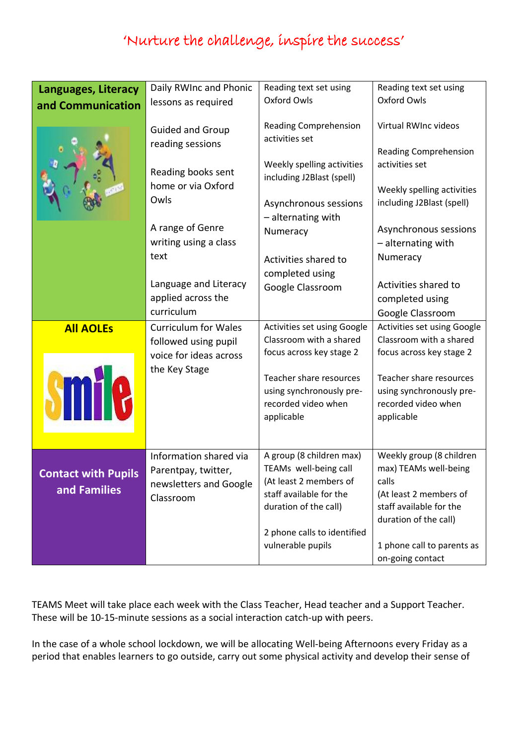‘Nurture the challenge, inspire the success’

| Languages, Literacy and Communication | Daily RWInc and Phonic lessons as required<br><br>Guided and Group reading sessions<br><br>Reading books sent home or via Oxford Owls<br><br>A range of Genre writing using a class text<br><br>Language and Literacy applied across the curriculum | Reading text set using Oxford Owls<br><br>Reading Comprehension activities set<br><br>Weekly spelling activities including J2Blast (spell)<br><br>Asynchronous sessions – alternating with Numeracy<br><br>Activities shared to completed using Google Classroom | Reading text set using Oxford Owls<br><br>Virtual RWInc videos<br><br>Reading Comprehension activities set<br><br>Weekly spelling activities including J2Blast (spell)<br><br>Asynchronous sessions – alternating with Numeracy<br><br>Activities shared to completed using Google Classroom |
|---|---|---|---|
| All AOLEs | Curriculum for Wales followed using pupil voice for ideas across the Key Stage | Activities set using Google Classroom with a shared focus across key stage 2<br><br>Teacher share resources using synchronously pre-recorded video when applicable | Activities set using Google Classroom with a shared focus across key stage 2<br><br>Teacher share resources using synchronously pre-recorded video when applicable |
| Contact with Pupils and Families | Information shared via Parentpay, twitter, newsletters and Google Classroom | A group (8 children max) TEAMs well-being call (At least 2 members of staff available for the duration of the call)<br><br>2 phone calls to identified vulnerable pupils | Weekly group (8 children max) TEAMs well-being calls (At least 2 members of staff available for the duration of the call)<br><br>1 phone call to parents as on-going contact |

TEAMS Meet will take place each week with the Class Teacher, Head teacher and a Support Teacher. These will be 10-15-minute sessions as a social interaction catch-up with peers.

In the case of a whole school lockdown, we will be allocating Well-being Afternoons every Friday as a period that enables learners to go outside, carry out some physical activity and develop their sense of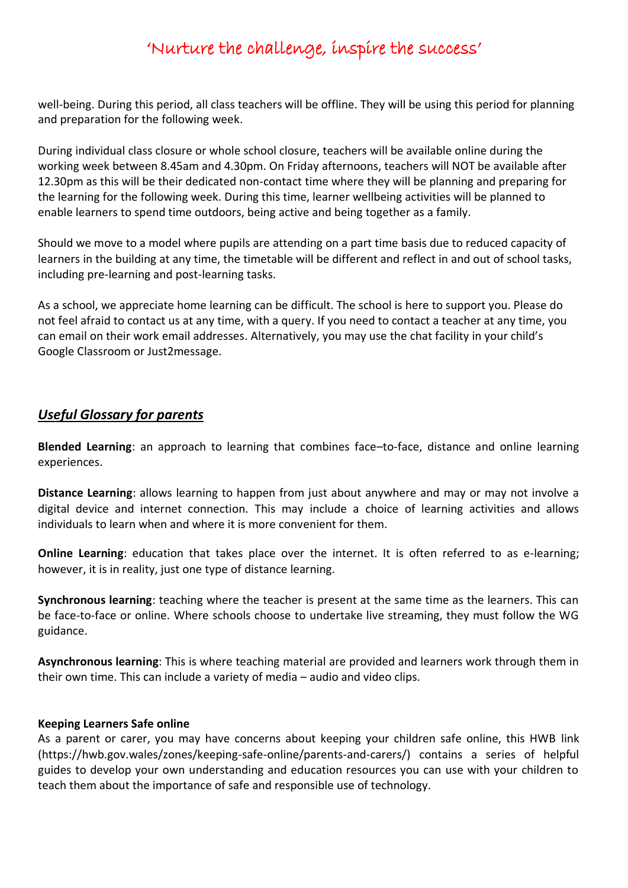well-being. During this period, all class teachers will be offline. They will be using this period for planning and preparation for the following week.

During individual class closure or whole school closure, teachers will be available online during the working week between 8.45am and 4.30pm. On Friday afternoons, teachers will NOT be available after 12.30pm as this will be their dedicated non-contact time where they will be planning and preparing for the learning for the following week. During this time, learner wellbeing activities will be planned to enable learners to spend time outdoors, being active and being together as a family.

Should we move to a model where pupils are attending on a part time basis due to reduced capacity of learners in the building at any time, the timetable will be different and reflect in and out of school tasks, including pre-learning and post-learning tasks.

As a school, we appreciate home learning can be difficult. The school is here to support you. Please do not feel afraid to contact us at any time, with a query. If you need to contact a teacher at any time, you can email on their work email addresses. Alternatively, you may use the chat facility in your child's Google Classroom or Just2message.

## ***Useful Glossary for parents***

**Blended Learning**: an approach to learning that combines face–to-face, distance and online learning experiences.

**Distance Learning**: allows learning to happen from just about anywhere and may or may not involve a digital device and internet connection. This may include a choice of learning activities and allows individuals to learn when and where it is more convenient for them.

**Online Learning**: education that takes place over the internet. It is often referred to as e-learning; however, it is in reality, just one type of distance learning.

**Synchronous learning**: teaching where the teacher is present at the same time as the learners. This can be face-to-face or online. Where schools choose to undertake live streaming, they must follow the WG guidance.

**Asynchronous learning**: This is where teaching material are provided and learners work through them in their own time. This can include a variety of media – audio and video clips.

**Keeping Learners Safe online**

As a parent or carer, you may have concerns about keeping your children safe online, this HWB link (https://hwb.gov.wales/zones/keeping-safe-online/parents-and-carers/) contains a series of helpful guides to develop your own understanding and education resources you can use with your children to teach them about the importance of safe and responsible use of technology.